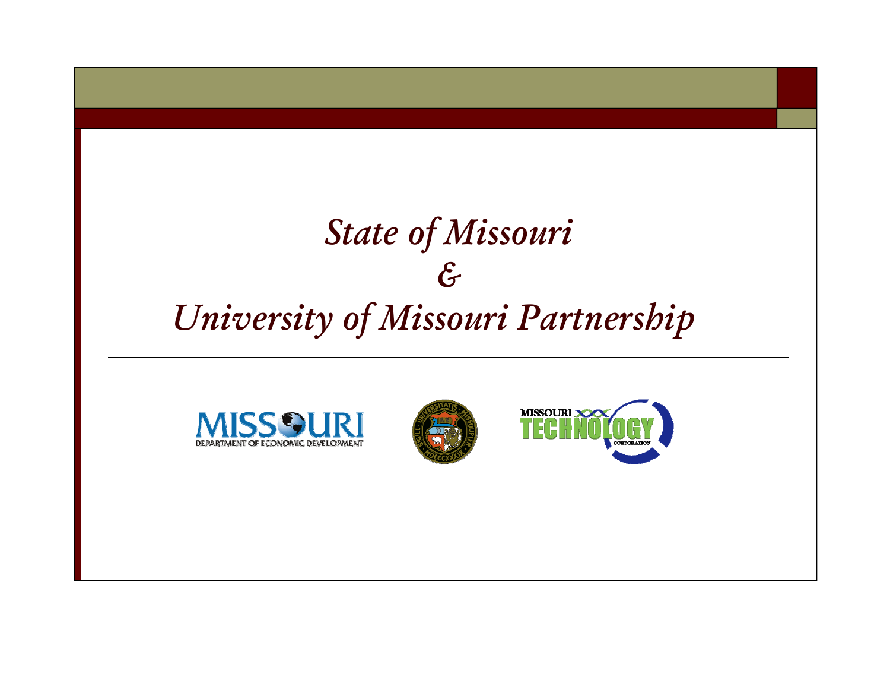# *State of Missouri*
# *&*
# *University of Missouri Partnership*

---

MISSOURI
DEPARTMENT OF ECONOMIC DEVELOPMENT

MISSOURI TECHNOLOGY CORPORATION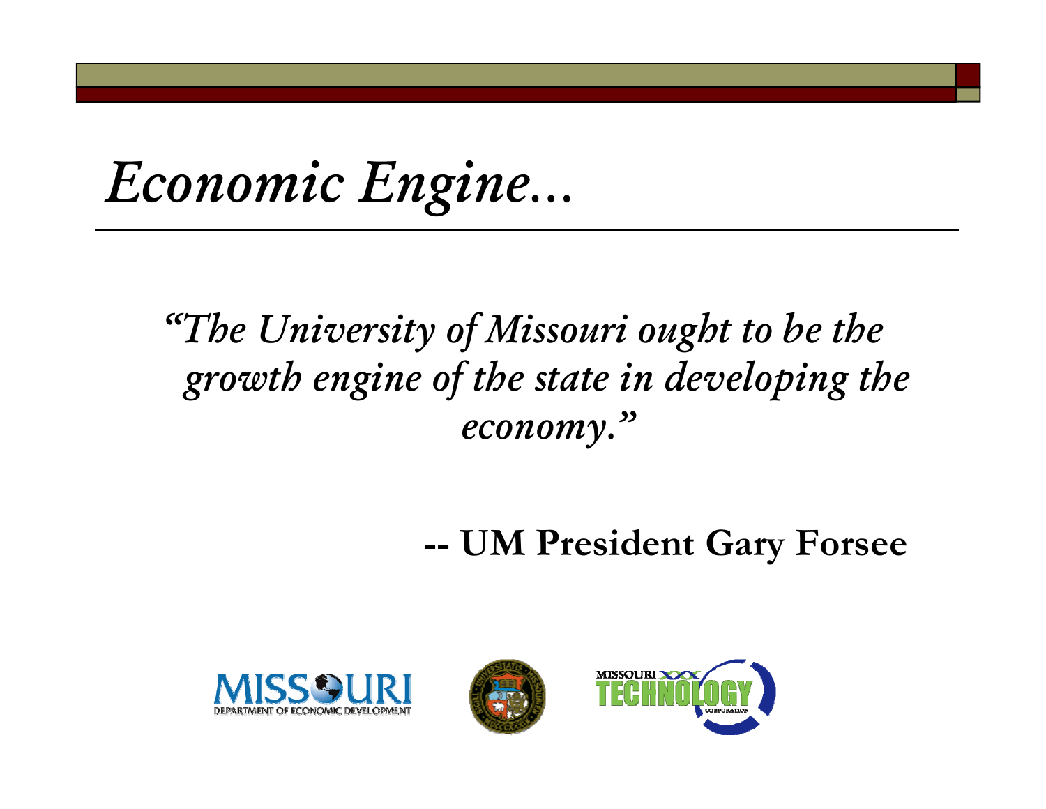# *Economic Engine…*

*"The University of Missouri ought to be the growth engine of the state in developing the economy."*

**-- UM President Gary Forsee**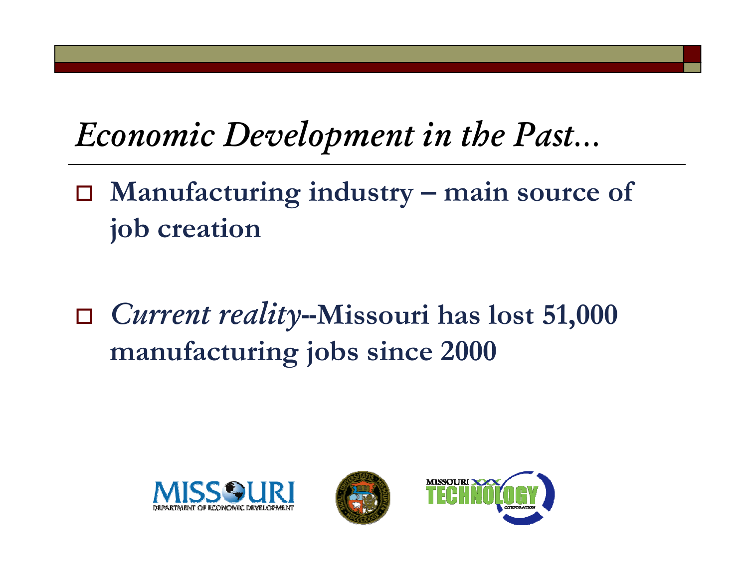# *Economic Development in the Past…*

- **Manufacturing industry – main source of job creation**

- ***Current reality*--Missouri has lost 51,000 manufacturing jobs since 2000**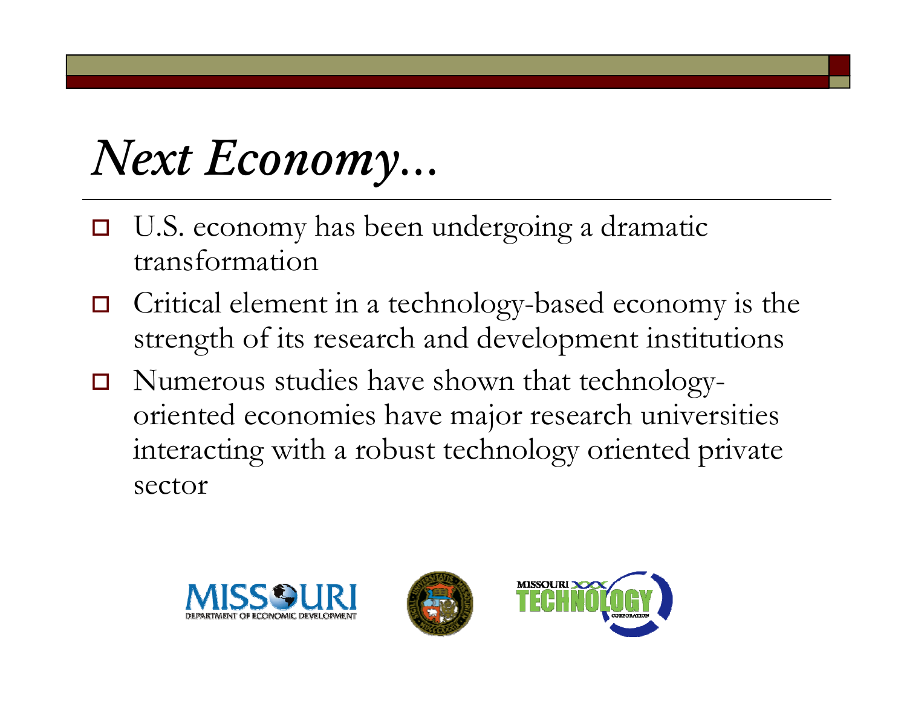# *Next Economy…*

- U.S. economy has been undergoing a dramatic transformation
- Critical element in a technology-based economy is the strength of its research and development institutions
- Numerous studies have shown that technology-oriented economies have major research universities interacting with a robust technology oriented private sector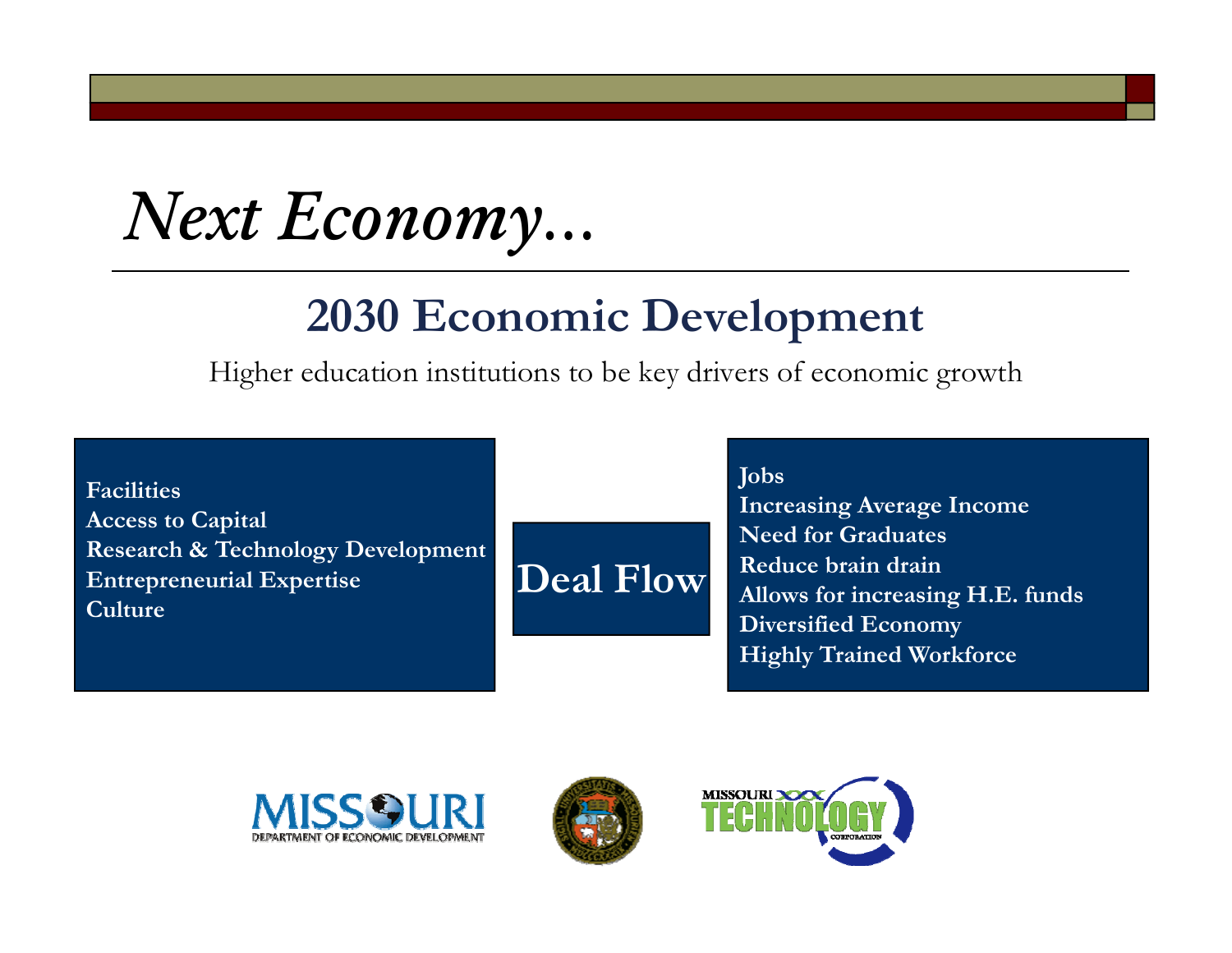# *Next Economy…*

## 2030 Economic Development

Higher education institutions to be key drivers of economic growth

**Facilities**
**Access to Capital**
**Research & Technology Development**
**Entrepreneurial Expertise**
**Culture**

**Deal Flow**

**Jobs**
**Increasing Average Income**
**Need for Graduates**
**Reduce brain drain**
**Allows for increasing H.E. funds**
**Diversified Economy**
**Highly Trained Workforce**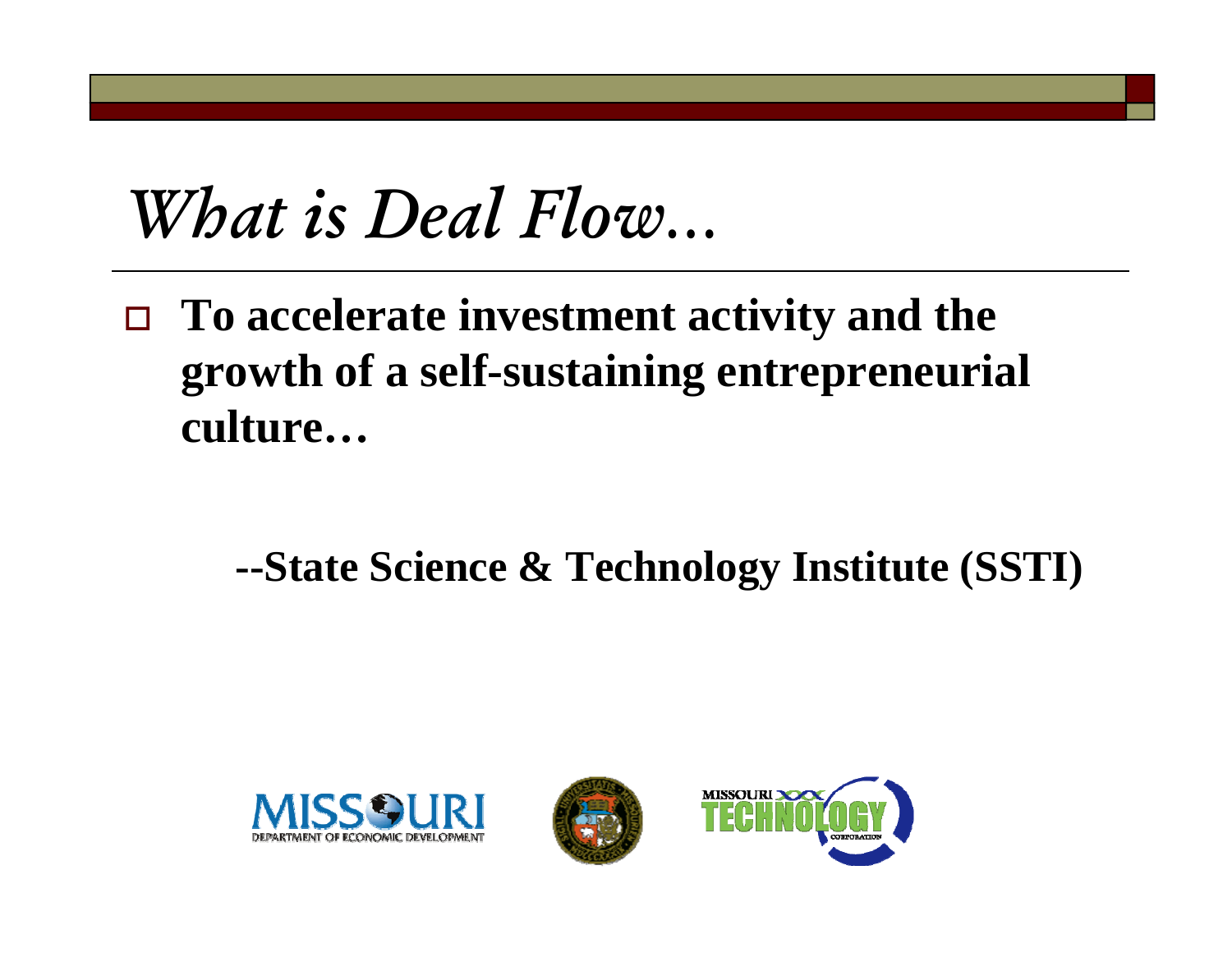# *What is Deal Flow…*

- **To accelerate investment activity and the growth of a self-sustaining entrepreneurial culture…**

**--State Science & Technology Institute (SSTI)**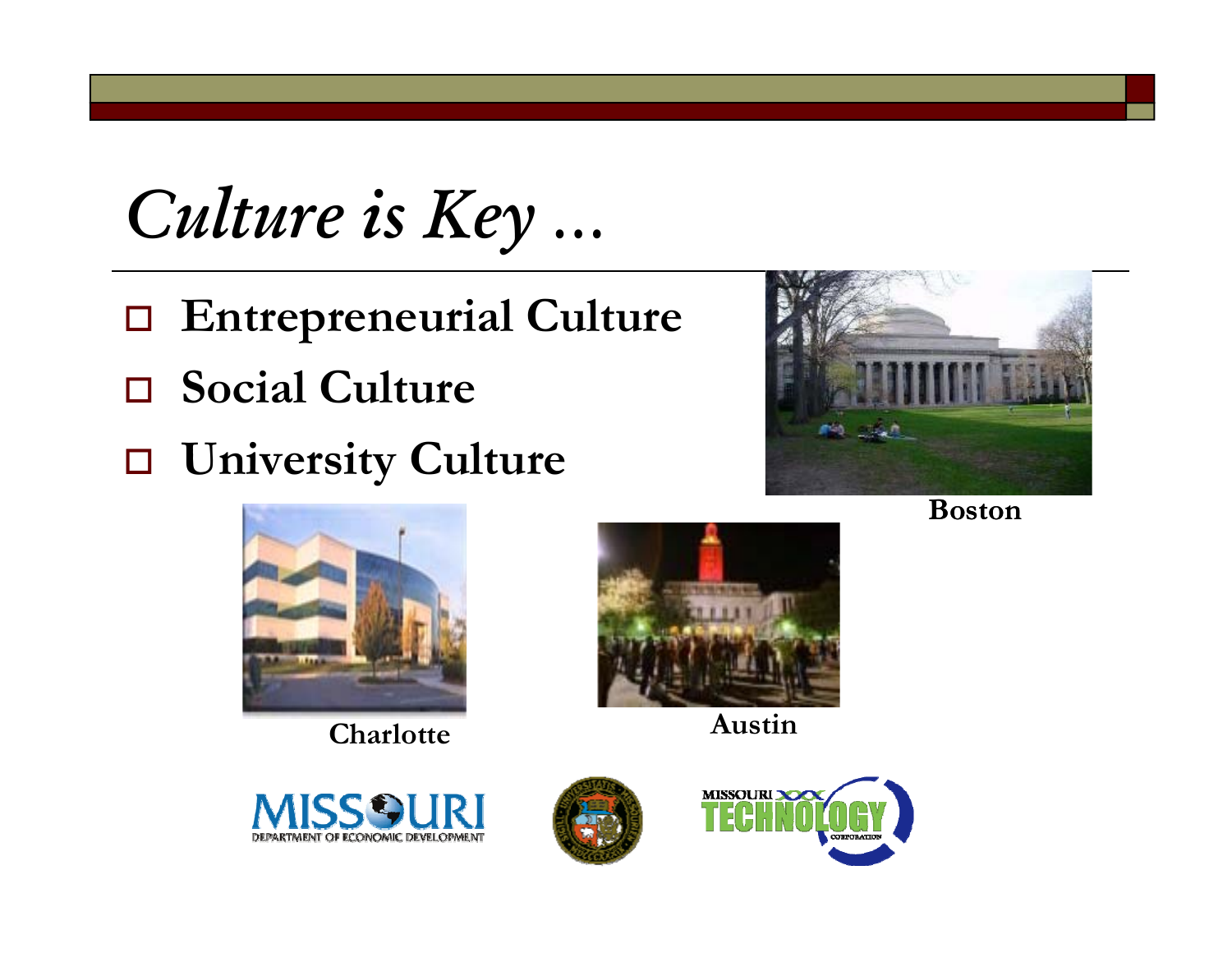# *Culture is Key …*

- **Entrepreneurial Culture**
- **Social Culture**
- **University Culture**

**Boston**

**Charlotte**

**Austin**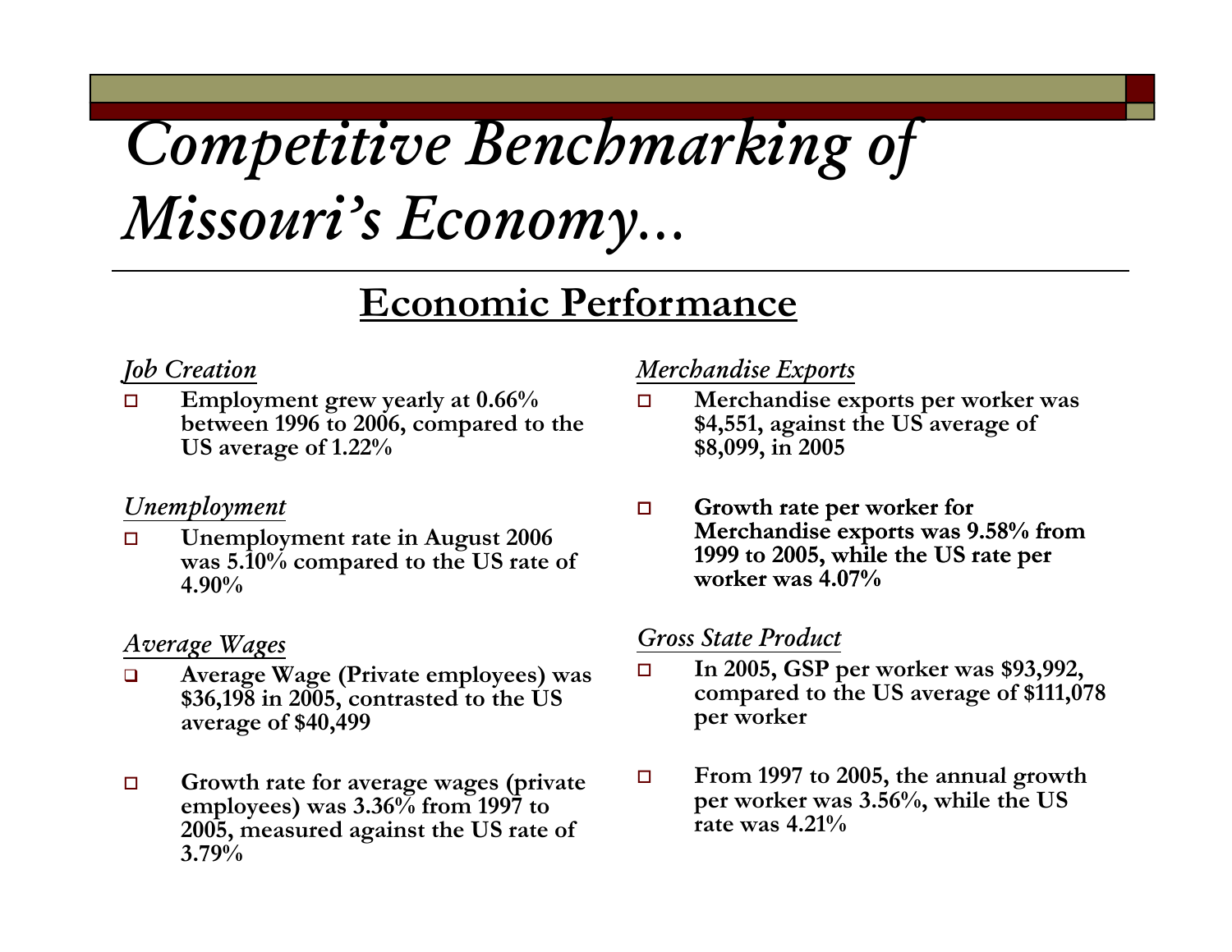# *Competitive Benchmarking of Missouri's Economy…*

## Economic Performance

*Job Creation*

- **Employment grew yearly at 0.66% between 1996 to 2006, compared to the US average of 1.22%**

*Unemployment*

- **Unemployment rate in August 2006 was 5.10% compared to the US rate of 4.90%**

*Average Wages*

- **Average Wage (Private employees) was $36,198 in 2005, contrasted to the US average of $40,499**
- **Growth rate for average wages (private employees) was 3.36% from 1997 to 2005, measured against the US rate of 3.79%**

*Merchandise Exports*

- **Merchandise exports per worker was $4,551, against the US average of $8,099, in 2005**
- **Growth rate per worker for Merchandise exports was 9.58% from 1999 to 2005, while the US rate per worker was 4.07%**

*Gross State Product*

- **In 2005, GSP per worker was $93,992, compared to the US average of $111,078 per worker**
- **From 1997 to 2005, the annual growth per worker was 3.56%, while the US rate was 4.21%**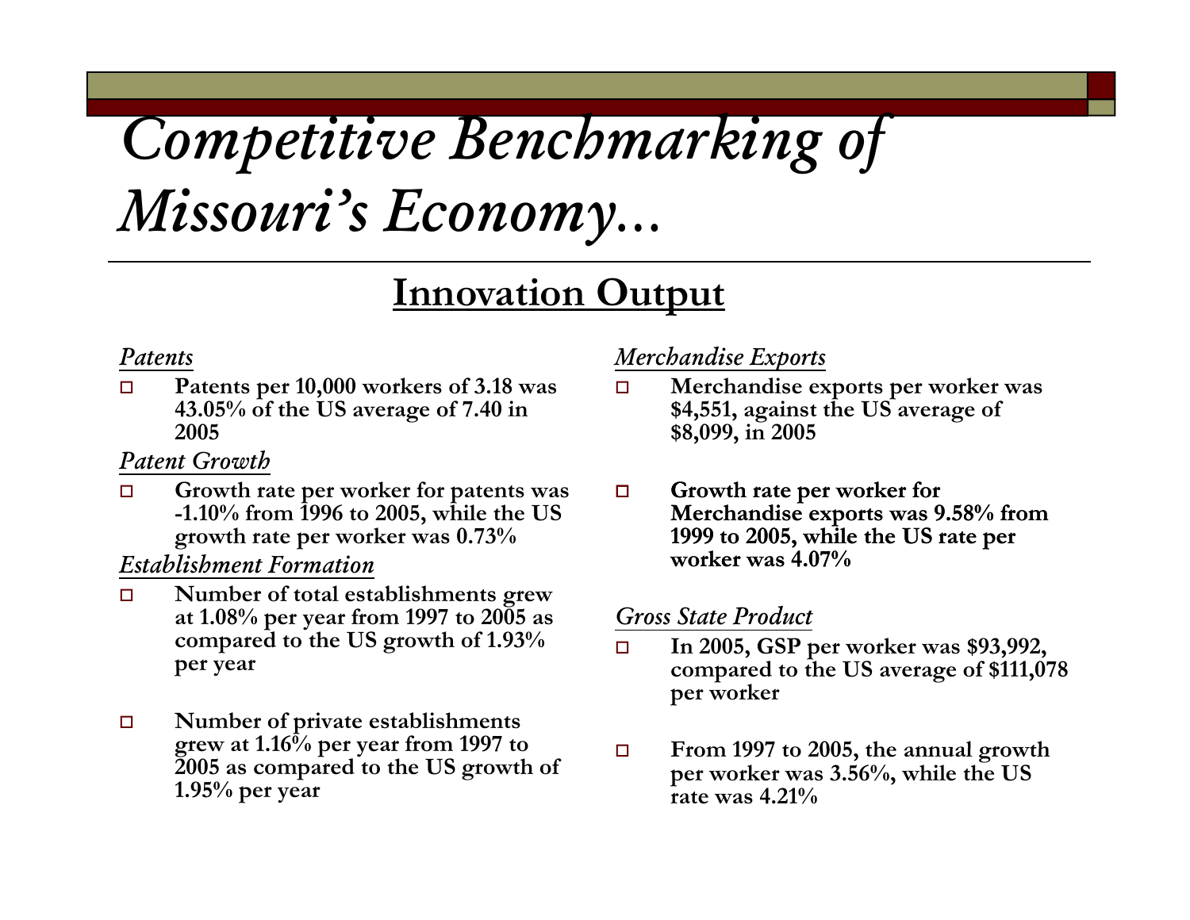# *Competitive Benchmarking of Missouri's Economy…*

## Innovation Output

*Patents*

- **Patents per 10,000 workers of 3.18 was 43.05% of the US average of 7.40 in 2005**

*Patent Growth*

- **Growth rate per worker for patents was -1.10% from 1996 to 2005, while the US growth rate per worker was 0.73%**

*Establishment Formation*

- **Number of total establishments grew at 1.08% per year from 1997 to 2005 as compared to the US growth of 1.93% per year**

- **Number of private establishments grew at 1.16% per year from 1997 to 2005 as compared to the US growth of 1.95% per year**

*Merchandise Exports*

- **Merchandise exports per worker was $4,551, against the US average of $8,099, in 2005**

- **Growth rate per worker for Merchandise exports was 9.58% from 1999 to 2005, while the US rate per worker was 4.07%**

*Gross State Product*

- **In 2005, GSP per worker was $93,992, compared to the US average of $111,078 per worker**

- **From 1997 to 2005, the annual growth per worker was 3.56%, while the US rate was 4.21%**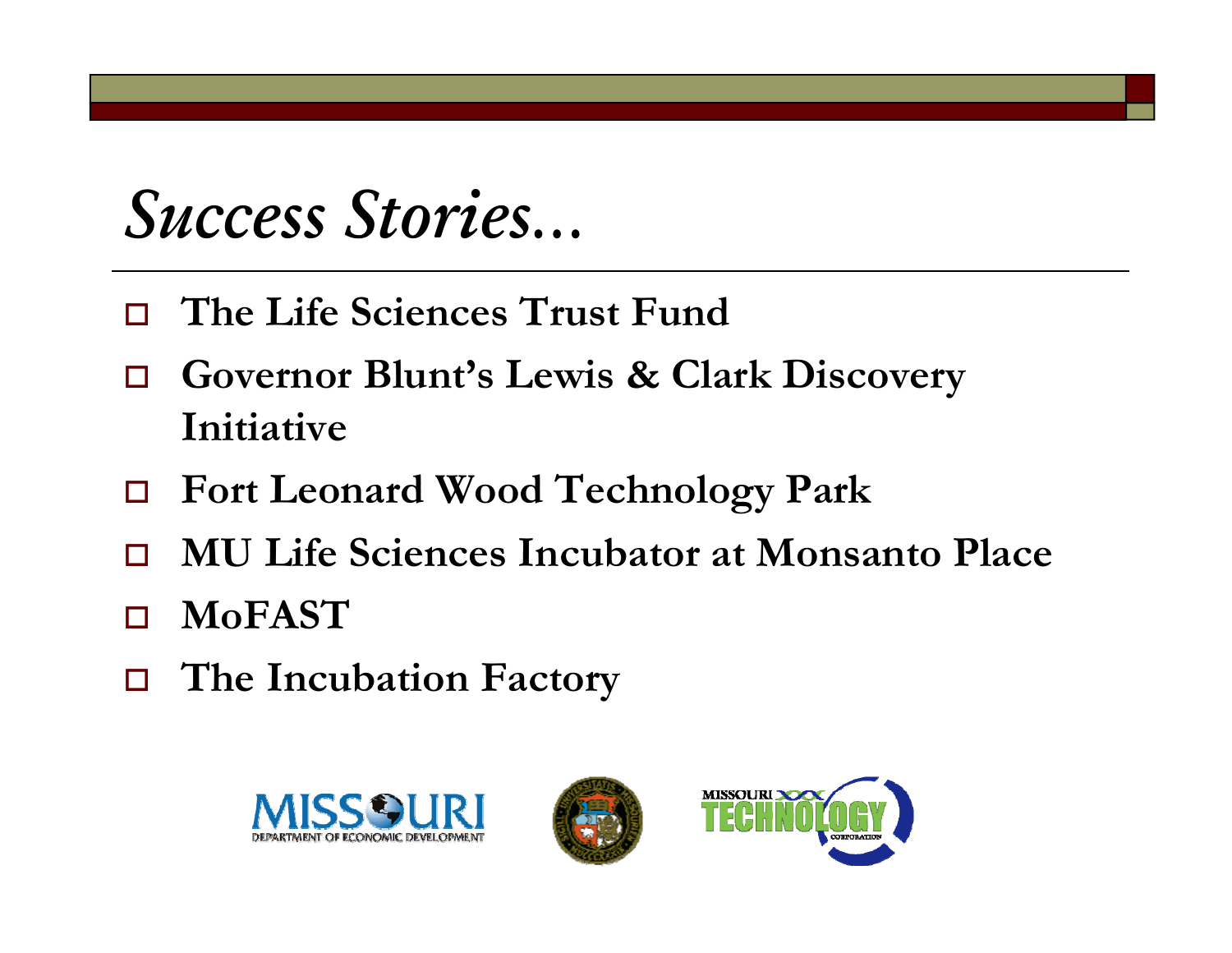# *Success Stories…*

- **The Life Sciences Trust Fund**
- **Governor Blunt's Lewis & Clark Discovery Initiative**
- **Fort Leonard Wood Technology Park**
- **MU Life Sciences Incubator at Monsanto Place**
- **MoFAST**
- **The Incubation Factory**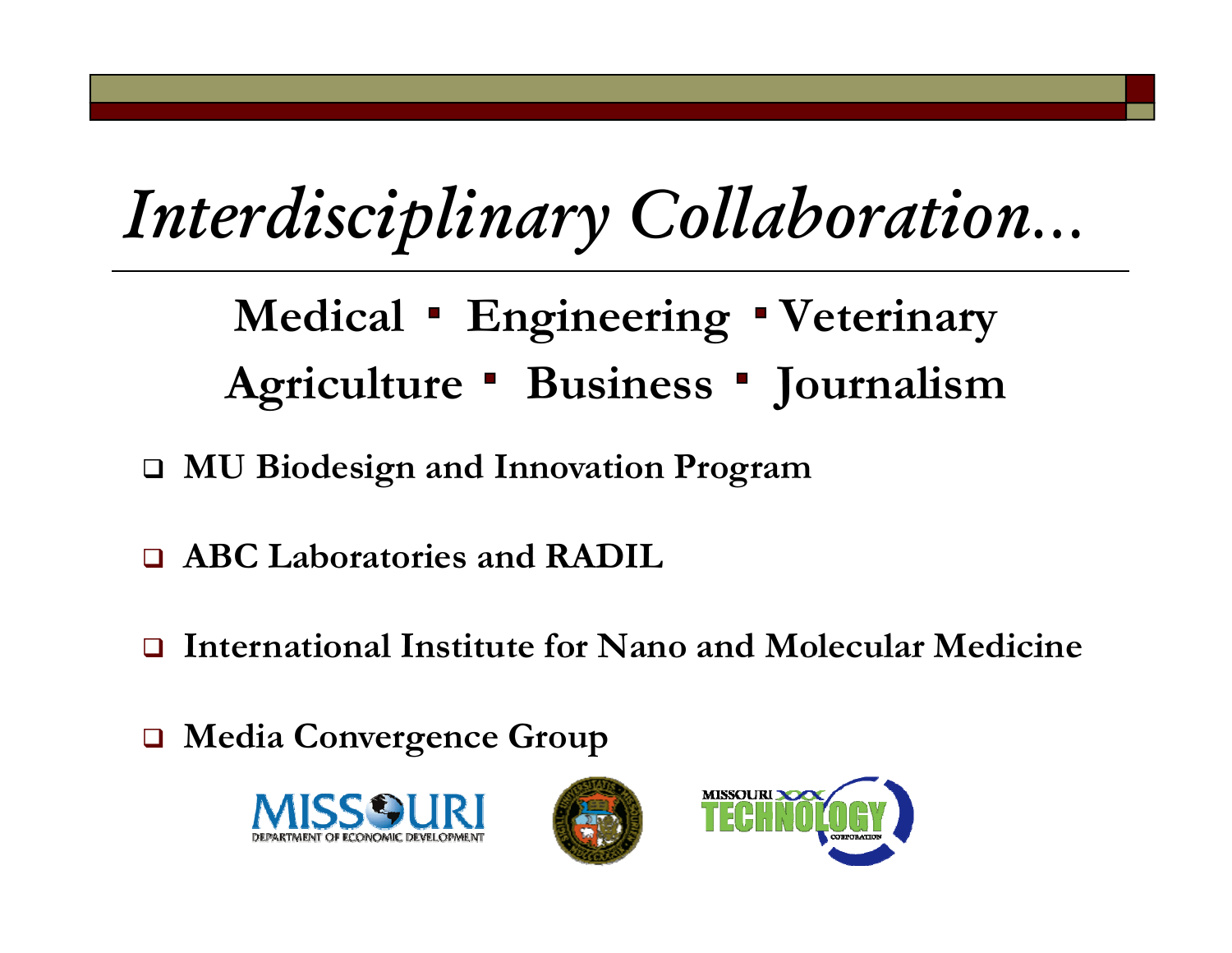# *Interdisciplinary Collaboration…*

**Medical ▪ Engineering ▪ Veterinary**

**Agriculture ▪ Business ▪ Journalism**

- **MU Biodesign and Innovation Program**
- **ABC Laboratories and RADIL**
- **International Institute for Nano and Molecular Medicine**
- **Media Convergence Group**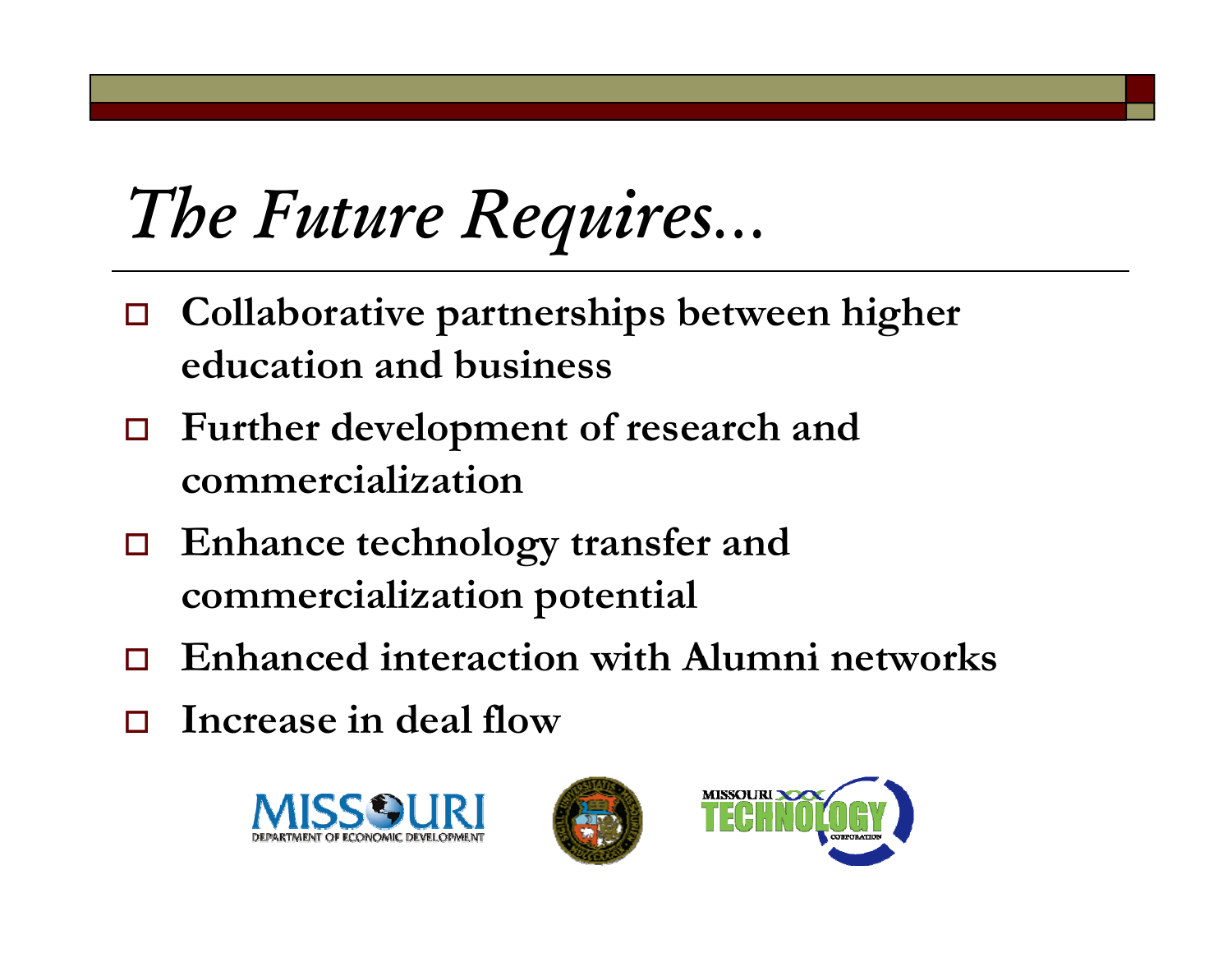# *The Future Requires…*

- Collaborative partnerships between higher education and business
- Further development of research and commercialization
- Enhance technology transfer and commercialization potential
- Enhanced interaction with Alumni networks
- Increase in deal flow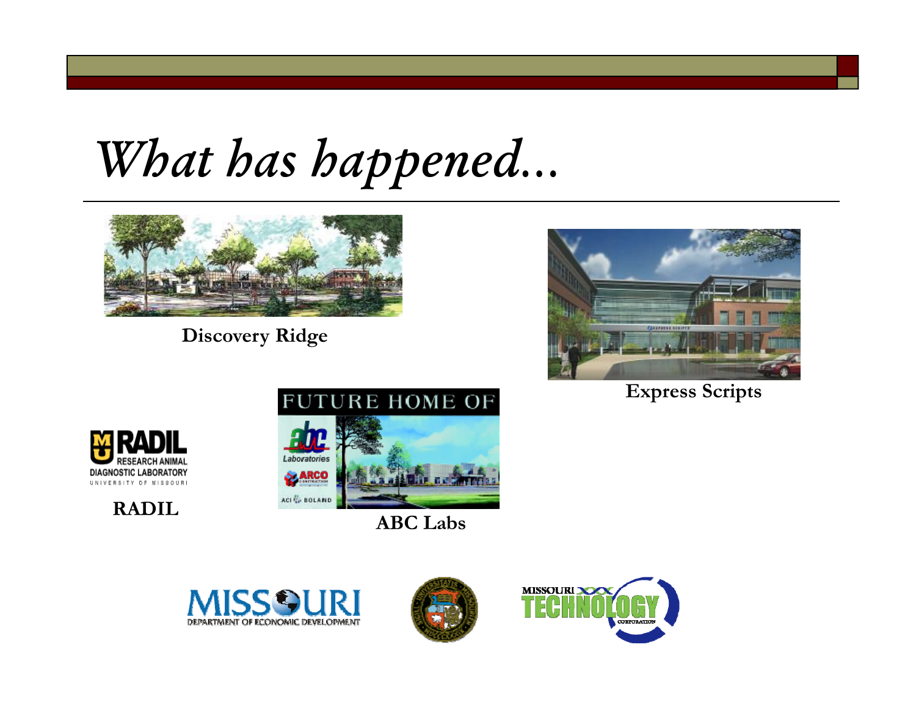# *What has happened...*

**Discovery Ridge**

**Express Scripts**

**RADIL**

**ABC Labs**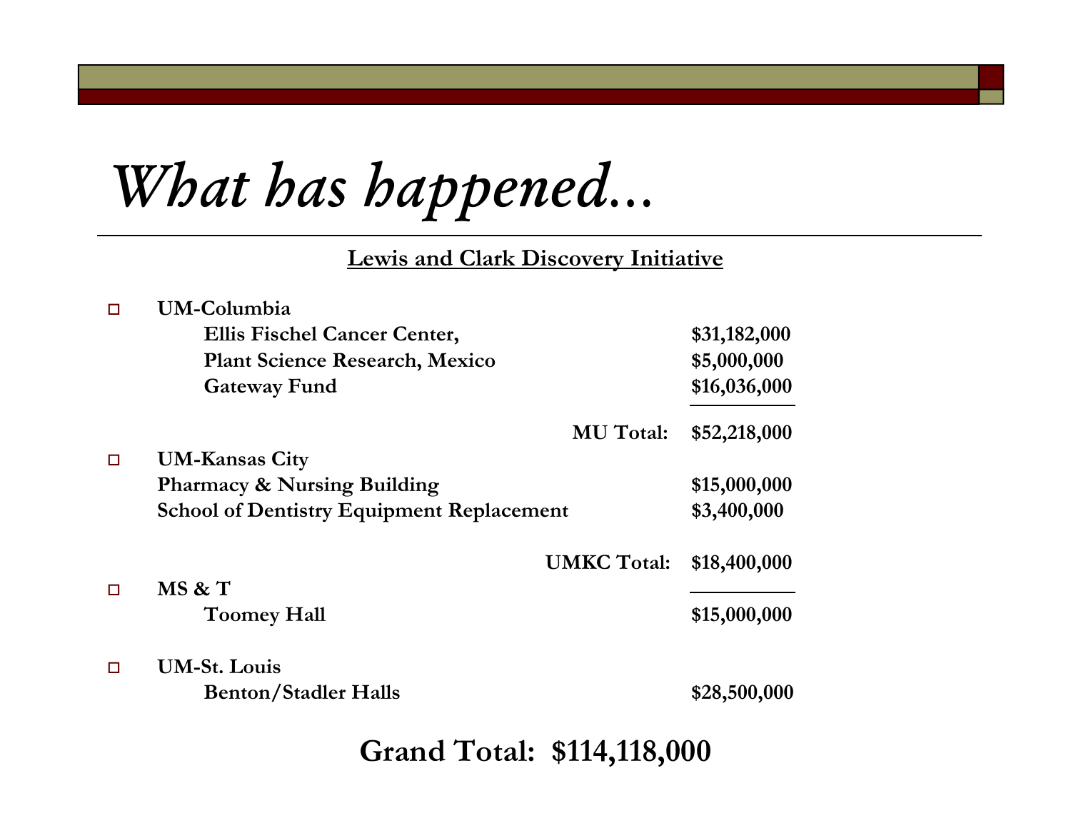# *What has happened…*

**Lewis and Clark Discovery Initiative**

- **UM-Columbia**

| | |
|---|---|
| **Ellis Fischel Cancer Center,** | **$31,182,000** |
| **Plant Science Research, Mexico** | **$5,000,000** |
| **Gateway Fund** | **$16,036,000** |
| **MU Total:** | **$52,218,000** |

- **UM-Kansas City**

| | |
|---|---|
| **Pharmacy & Nursing Building** | **$15,000,000** |
| **School of Dentistry Equipment Replacement** | **$3,400,000** |
| **UMKC Total:** | **$18,400,000** |

- **MS & T**

| | |
|---|---|
| **Toomey Hall** | **$15,000,000** |

- **UM-St. Louis**

| | |
|---|---|
| **Benton/Stadler Halls** | **$28,500,000** |

**Grand Total: $114,118,000**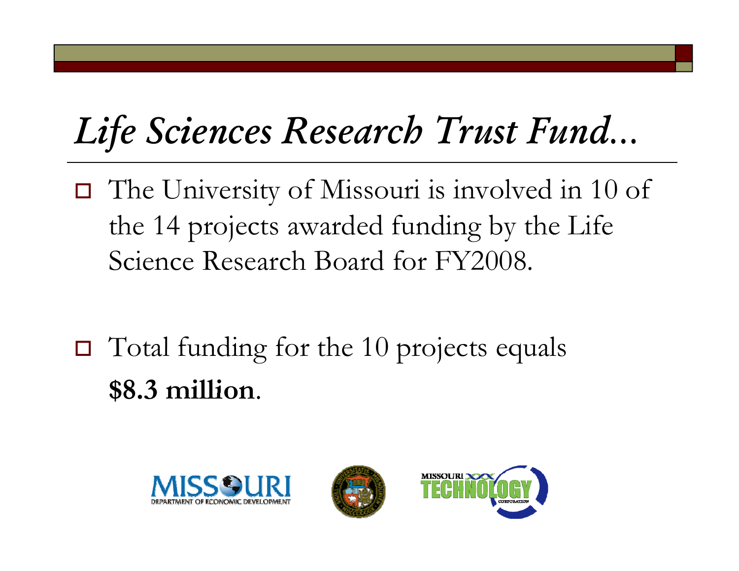# *Life Sciences Research Trust Fund…*

- The University of Missouri is involved in 10 of the 14 projects awarded funding by the Life Science Research Board for FY2008.

- Total funding for the 10 projects equals **$8.3 million**.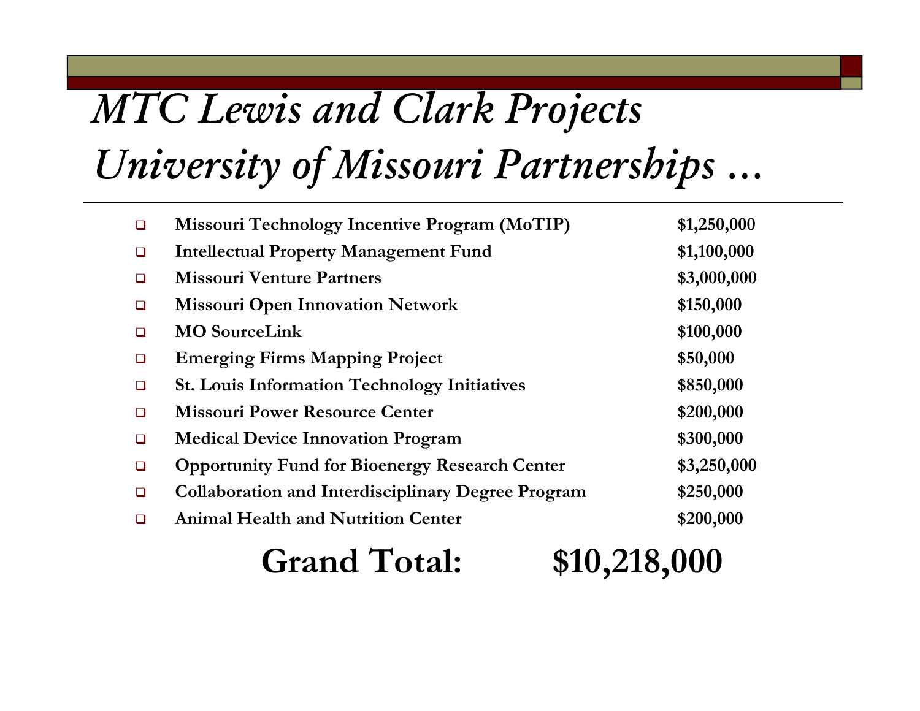# *MTC Lewis and Clark Projects University of Missouri Partnerships …*

| | | |
|---|---|---|
| ❑ | **Missouri Technology Incentive Program (MoTIP)** | **$1,250,000** |
| ❑ | **Intellectual Property Management Fund** | **$1,100,000** |
| ❑ | **Missouri Venture Partners** | **$3,000,000** |
| ❑ | **Missouri Open Innovation Network** | **$150,000** |
| ❑ | **MO SourceLink** | **$100,000** |
| ❑ | **Emerging Firms Mapping Project** | **$50,000** |
| ❑ | **St. Louis Information Technology Initiatives** | **$850,000** |
| ❑ | **Missouri Power Resource Center** | **$200,000** |
| ❑ | **Medical Device Innovation Program** | **$300,000** |
| ❑ | **Opportunity Fund for Bioenergy Research Center** | **$3,250,000** |
| ❑ | **Collaboration and Interdisciplinary Degree Program** | **$250,000** |
| ❑ | **Animal Health and Nutrition Center** | **$200,000** |

## Grand Total: $10,218,000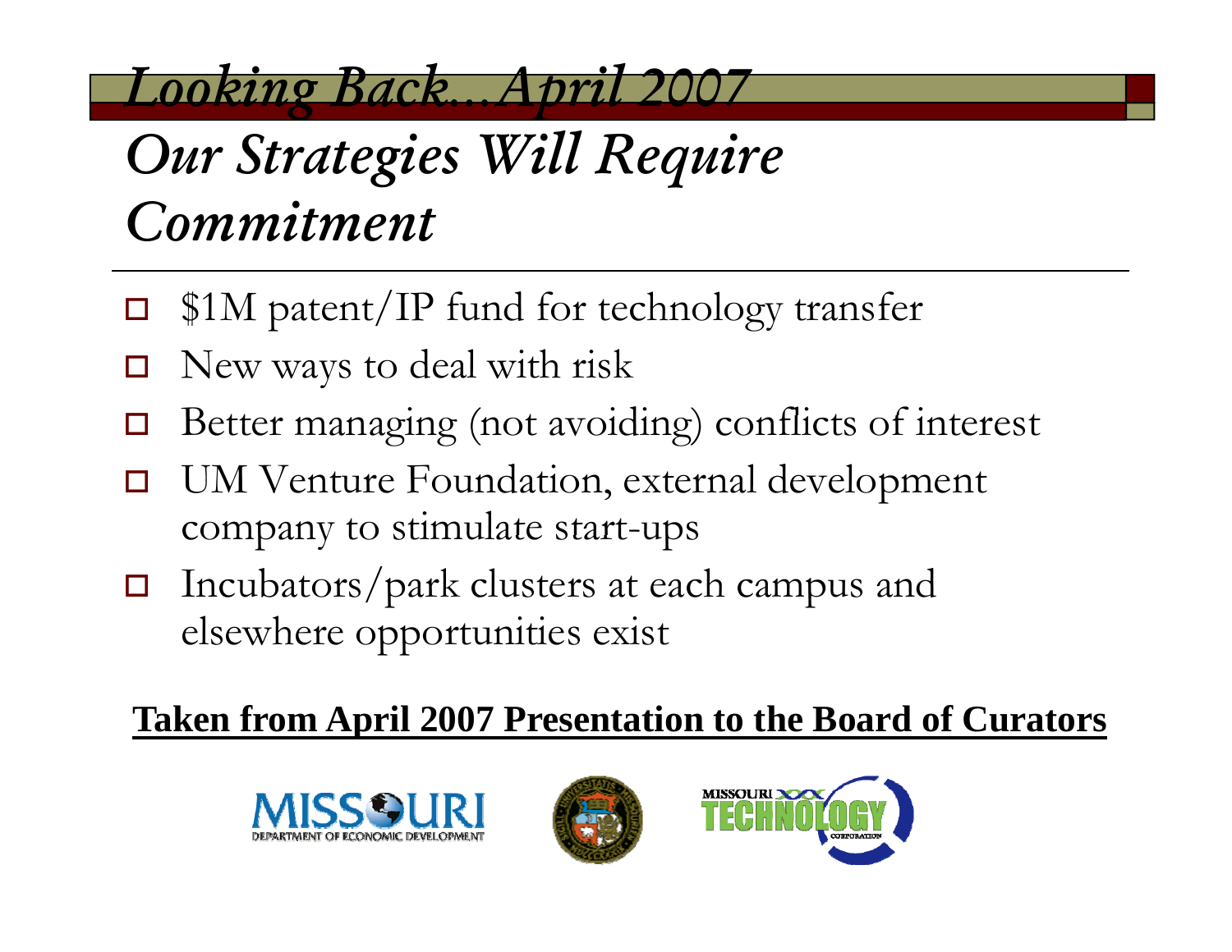# *Looking Back…April 2007*

## *Our Strategies Will Require Commitment*

- $1M patent/IP fund for technology transfer
- New ways to deal with risk
- Better managing (not avoiding) conflicts of interest
- UM Venture Foundation, external development company to stimulate start-ups
- Incubators/park clusters at each campus and elsewhere opportunities exist

**Taken from April 2007 Presentation to the Board of Curators**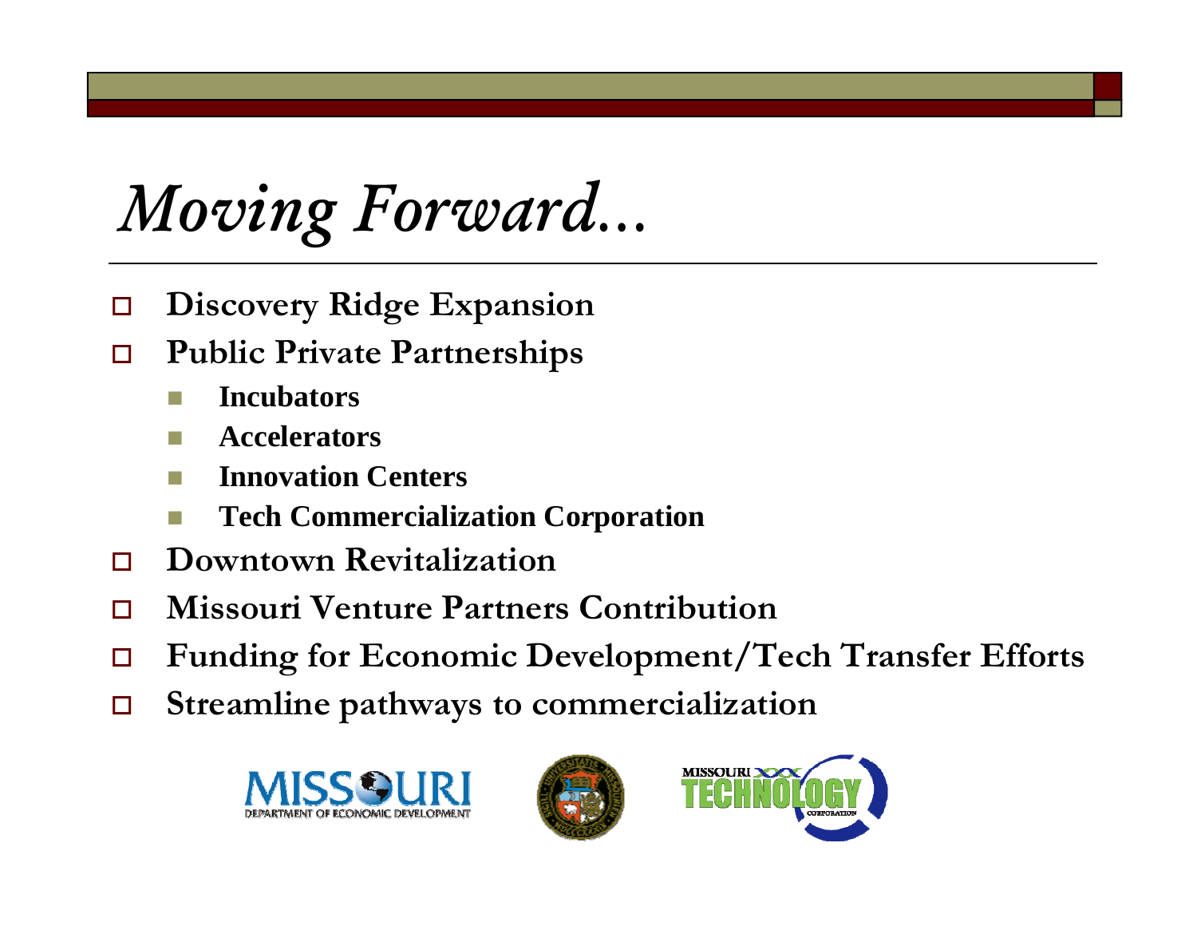# *Moving Forward…*

- **Discovery Ridge Expansion**
- **Public Private Partnerships**
  - **Incubators**
  - **Accelerators**
  - **Innovation Centers**
  - **Tech Commercialization Corporation**
- **Downtown Revitalization**
- **Missouri Venture Partners Contribution**
- **Funding for Economic Development/Tech Transfer Efforts**
- **Streamline pathways to commercialization**